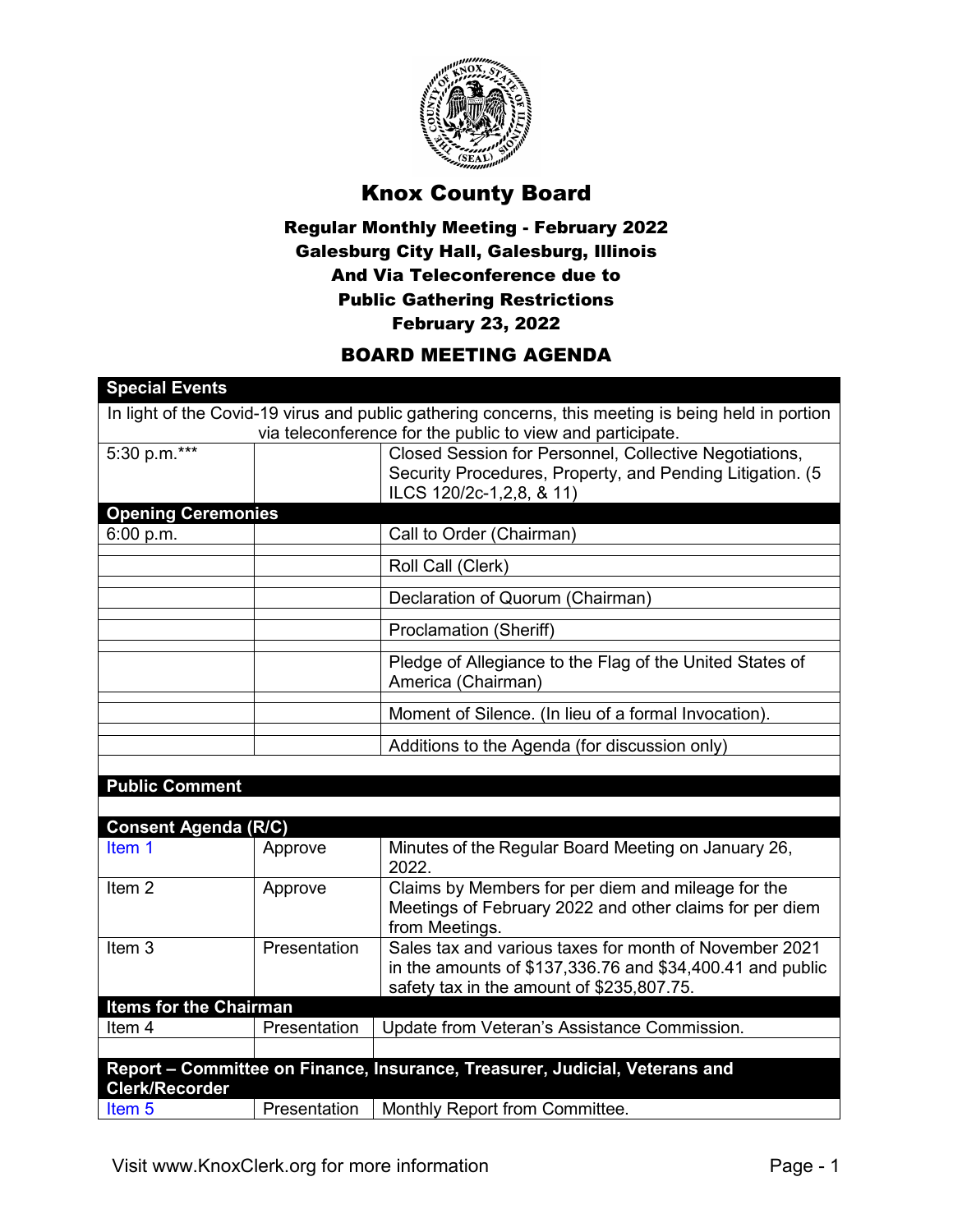# Knox County Board

### Regular Monthly Meeting - February 2022
### Galesburg City Hall, Galesburg, Illinois
### And Via Teleconference due to
### Public Gathering Restrictions
### February 23, 2022

## BOARD MEETING AGENDA

| **Special Events** | | |
|---|---|---|
| In light of the Covid-19 virus and public gathering concerns, this meeting is being held in portion via teleconference for the public to view and participate. | | |
| 5:30 p.m.*** | | Closed Session for Personnel, Collective Negotiations, Security Procedures, Property, and Pending Litigation. (5 ILCS 120/2c-1,2,8, & 11) |
| **Opening Ceremonies** | | |
| 6:00 p.m. | | Call to Order (Chairman) |
| | | Roll Call (Clerk) |
| | | Declaration of Quorum (Chairman) |
| | | Proclamation (Sheriff) |
| | | Pledge of Allegiance to the Flag of the United States of America (Chairman) |
| | | Moment of Silence. (In lieu of a formal Invocation). |
| | | Additions to the Agenda (for discussion only) |
| **Public Comment** | | |
| **Consent Agenda (R/C)** | | |
| Item 1 | Approve | Minutes of the Regular Board Meeting on January 26, 2022. |
| Item 2 | Approve | Claims by Members for per diem and mileage for the Meetings of February 2022 and other claims for per diem from Meetings. |
| Item 3 | Presentation | Sales tax and various taxes for month of November 2021 in the amounts of $137,336.76 and $34,400.41 and public safety tax in the amount of $235,807.75. |
| **Items for the Chairman** | | |
| Item 4 | Presentation | Update from Veteran's Assistance Commission. |
| **Report – Committee on Finance, Insurance, Treasurer, Judicial, Veterans and Clerk/Recorder** | | |
| Item 5 | Presentation | Monthly Report from Committee. |

Visit www.KnoxClerk.org for more information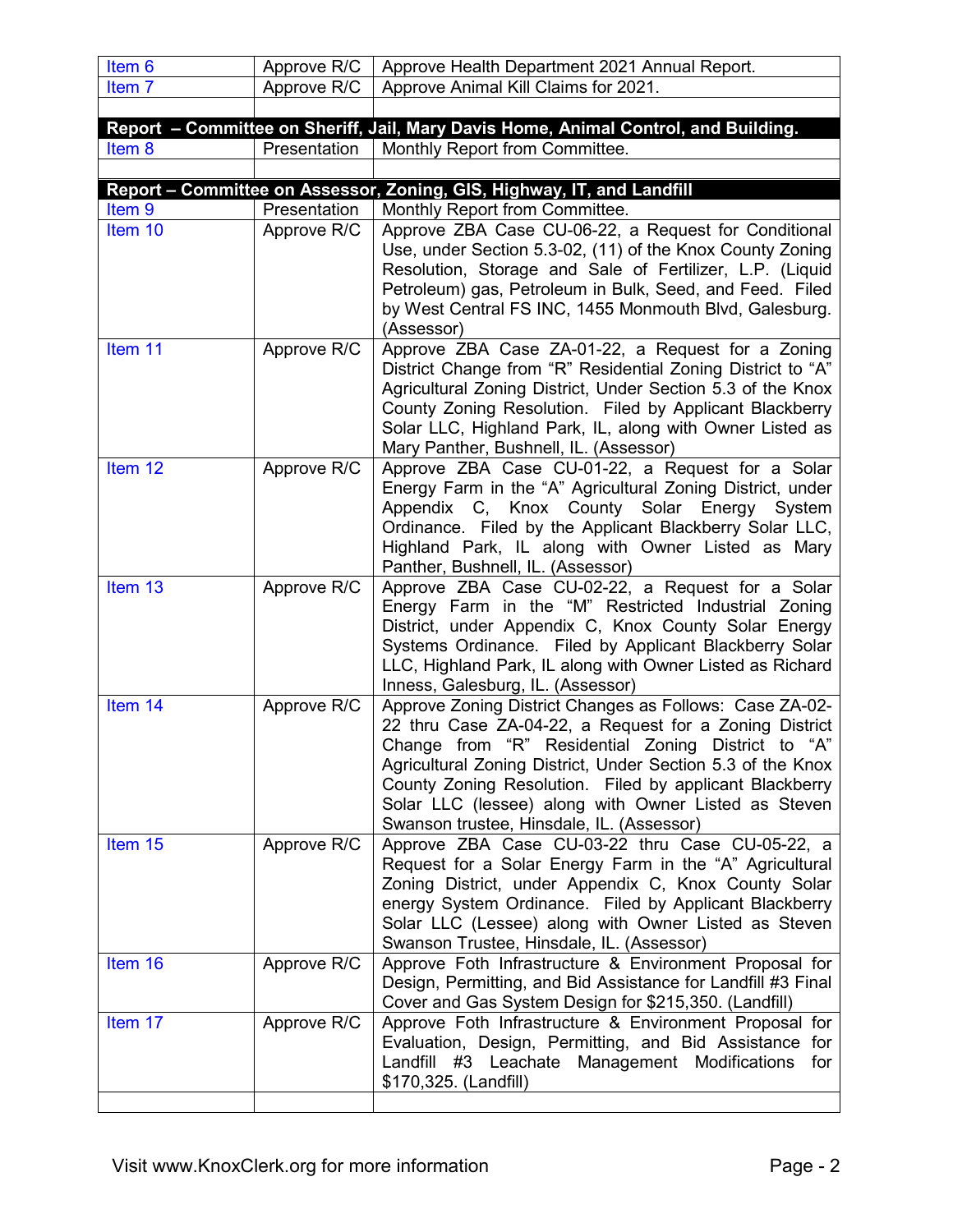| | | |
|---|---|---|
| Item 6 | Approve R/C | Approve Health Department 2021 Annual Report. |
| Item 7 | Approve R/C | Approve Animal Kill Claims for 2021. |
| | | |
| **Report – Committee on Sheriff, Jail, Mary Davis Home, Animal Control, and Building.** | | |
| Item 8 | Presentation | Monthly Report from Committee. |
| | | |
| **Report – Committee on Assessor, Zoning, GIS, Highway, IT, and Landfill** | | |
| Item 9 | Presentation | Monthly Report from Committee. |
| Item 10 | Approve R/C | Approve ZBA Case CU-06-22, a Request for Conditional Use, under Section 5.3-02, (11) of the Knox County Zoning Resolution, Storage and Sale of Fertilizer, L.P. (Liquid Petroleum) gas, Petroleum in Bulk, Seed, and Feed. Filed by West Central FS INC, 1455 Monmouth Blvd, Galesburg. (Assessor) |
| Item 11 | Approve R/C | Approve ZBA Case ZA-01-22, a Request for a Zoning District Change from "R" Residential Zoning District to "A" Agricultural Zoning District, Under Section 5.3 of the Knox County Zoning Resolution. Filed by Applicant Blackberry Solar LLC, Highland Park, IL, along with Owner Listed as Mary Panther, Bushnell, IL. (Assessor) |
| Item 12 | Approve R/C | Approve ZBA Case CU-01-22, a Request for a Solar Energy Farm in the "A" Agricultural Zoning District, under Appendix C, Knox County Solar Energy System Ordinance. Filed by the Applicant Blackberry Solar LLC, Highland Park, IL along with Owner Listed as Mary Panther, Bushnell, IL. (Assessor) |
| Item 13 | Approve R/C | Approve ZBA Case CU-02-22, a Request for a Solar Energy Farm in the "M" Restricted Industrial Zoning District, under Appendix C, Knox County Solar Energy Systems Ordinance. Filed by Applicant Blackberry Solar LLC, Highland Park, IL along with Owner Listed as Richard Inness, Galesburg, IL. (Assessor) |
| Item 14 | Approve R/C | Approve Zoning District Changes as Follows: Case ZA-02-22 thru Case ZA-04-22, a Request for a Zoning District Change from "R" Residential Zoning District to "A" Agricultural Zoning District, Under Section 5.3 of the Knox County Zoning Resolution. Filed by applicant Blackberry Solar LLC (lessee) along with Owner Listed as Steven Swanson trustee, Hinsdale, IL. (Assessor) |
| Item 15 | Approve R/C | Approve ZBA Case CU-03-22 thru Case CU-05-22, a Request for a Solar Energy Farm in the "A" Agricultural Zoning District, under Appendix C, Knox County Solar energy System Ordinance. Filed by Applicant Blackberry Solar LLC (Lessee) along with Owner Listed as Steven Swanson Trustee, Hinsdale, IL. (Assessor) |
| Item 16 | Approve R/C | Approve Foth Infrastructure & Environment Proposal for Design, Permitting, and Bid Assistance for Landfill #3 Final Cover and Gas System Design for $215,350. (Landfill) |
| Item 17 | Approve R/C | Approve Foth Infrastructure & Environment Proposal for Evaluation, Design, Permitting, and Bid Assistance for Landfill #3 Leachate Management Modifications for $170,325. (Landfill) |
| | | |

Visit www.KnoxClerk.org for more information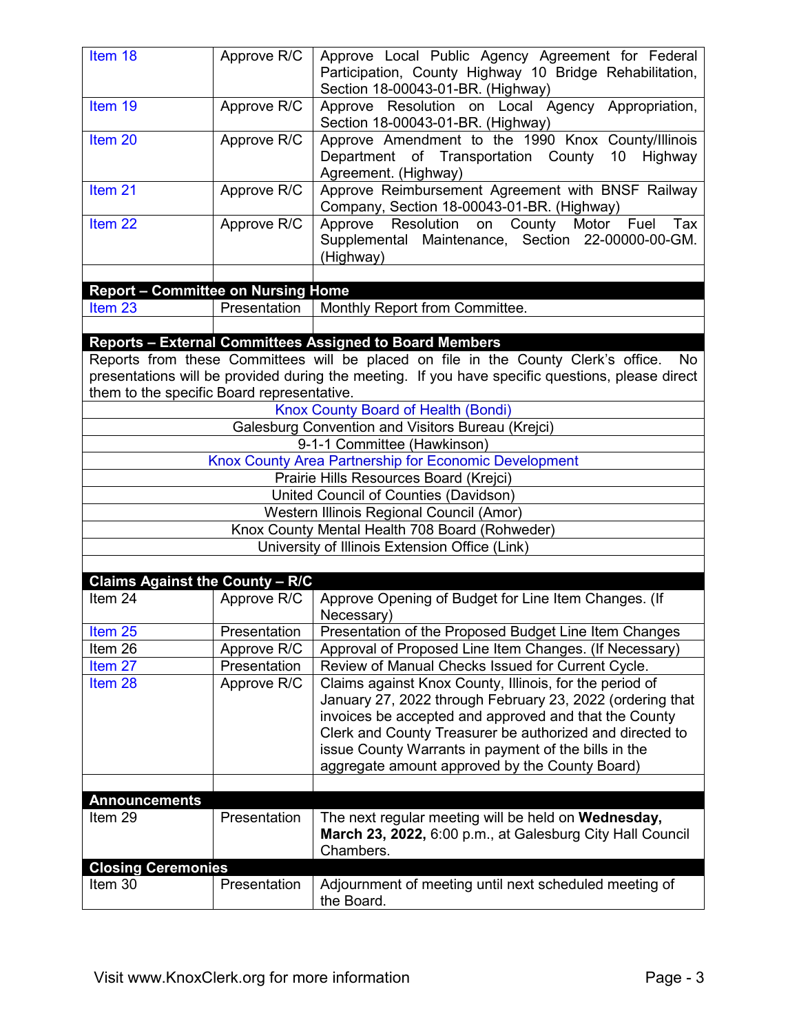| | | |
|---|---|---|
| Item 18 | Approve R/C | Approve Local Public Agency Agreement for Federal Participation, County Highway 10 Bridge Rehabilitation, Section 18-00043-01-BR. (Highway) |
| Item 19 | Approve R/C | Approve Resolution on Local Agency Appropriation, Section 18-00043-01-BR. (Highway) |
| Item 20 | Approve R/C | Approve Amendment to the 1990 Knox County/Illinois Department of Transportation County 10 Highway Agreement. (Highway) |
| Item 21 | Approve R/C | Approve Reimbursement Agreement with BNSF Railway Company, Section 18-00043-01-BR. (Highway) |
| Item 22 | Approve R/C | Approve Resolution on County Motor Fuel Tax Supplemental Maintenance, Section 22-00000-00-GM. (Highway) |
| | | |
| **Report – Committee on Nursing Home** | | |
| Item 23 | Presentation | Monthly Report from Committee. |
| | | |
| **Reports – External Committees Assigned to Board Members** | | |

Reports from these Committees will be placed on file in the County Clerk's office. No presentations will be provided during the meeting. If you have specific questions, please direct them to the specific Board representative.

- Knox County Board of Health (Bondi)
- Galesburg Convention and Visitors Bureau (Krejci)
- 9-1-1 Committee (Hawkinson)
- Knox County Area Partnership for Economic Development
- Prairie Hills Resources Board (Krejci)
- United Council of Counties (Davidson)
- Western Illinois Regional Council (Amor)
- Knox County Mental Health 708 Board (Rohweder)
- University of Illinois Extension Office (Link)

| | | |
|---|---|---|
| **Claims Against the County – R/C** | | |
| Item 24 | Approve R/C | Approve Opening of Budget for Line Item Changes. (If Necessary) |
| Item 25 | Presentation | Presentation of the Proposed Budget Line Item Changes |
| Item 26 | Approve R/C | Approval of Proposed Line Item Changes. (If Necessary) |
| Item 27 | Presentation | Review of Manual Checks Issued for Current Cycle. |
| Item 28 | Approve R/C | Claims against Knox County, Illinois, for the period of January 27, 2022 through February 23, 2022 (ordering that invoices be accepted and approved and that the County Clerk and County Treasurer be authorized and directed to issue County Warrants in payment of the bills in the aggregate amount approved by the County Board) |
| | | |
| **Announcements** | | |
| Item 29 | Presentation | The next regular meeting will be held on **Wednesday, March 23, 2022,** 6:00 p.m., at Galesburg City Hall Council Chambers. |
| **Closing Ceremonies** | | |
| Item 30 | Presentation | Adjournment of meeting until next scheduled meeting of the Board. |

Visit www.KnoxClerk.org for more information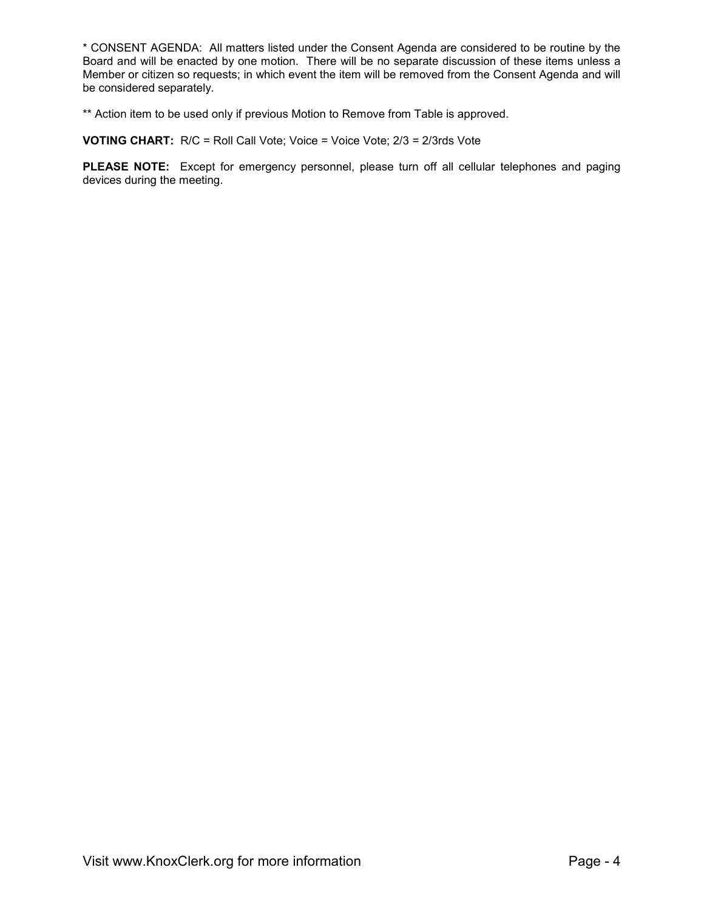* CONSENT AGENDA: All matters listed under the Consent Agenda are considered to be routine by the Board and will be enacted by one motion. There will be no separate discussion of these items unless a Member or citizen so requests; in which event the item will be removed from the Consent Agenda and will be considered separately.

** Action item to be used only if previous Motion to Remove from Table is approved.

**VOTING CHART:** R/C = Roll Call Vote; Voice = Voice Vote; 2/3 = 2/3rds Vote

**PLEASE NOTE:** Except for emergency personnel, please turn off all cellular telephones and paging devices during the meeting.

Visit www.KnoxClerk.org for more information